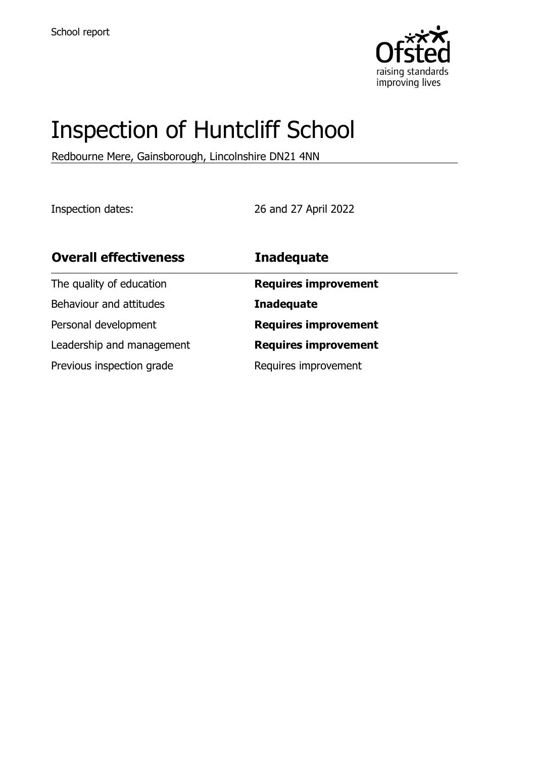School report

# Inspection of Huntcliff School

Redbourne Mere, Gainsborough, Lincolnshire DN21 4NN

Inspection dates: 26 and 27 April 2022

| **Overall effectiveness** | **Inadequate** |
| --- | --- |
| The quality of education | **Requires improvement** |
| Behaviour and attitudes | **Inadequate** |
| Personal development | **Requires improvement** |
| Leadership and management | **Requires improvement** |
| Previous inspection grade | Requires improvement |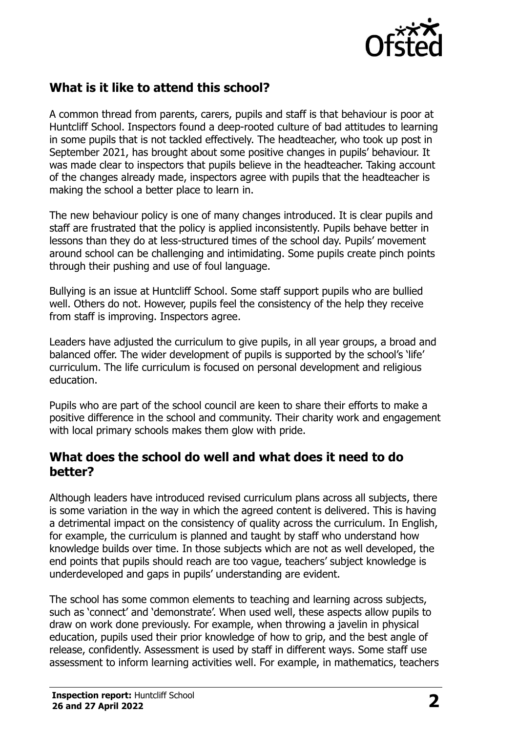## What is it like to attend this school?

A common thread from parents, carers, pupils and staff is that behaviour is poor at Huntcliff School. Inspectors found a deep-rooted culture of bad attitudes to learning in some pupils that is not tackled effectively. The headteacher, who took up post in September 2021, has brought about some positive changes in pupils' behaviour. It was made clear to inspectors that pupils believe in the headteacher. Taking account of the changes already made, inspectors agree with pupils that the headteacher is making the school a better place to learn in.

The new behaviour policy is one of many changes introduced. It is clear pupils and staff are frustrated that the policy is applied inconsistently. Pupils behave better in lessons than they do at less-structured times of the school day. Pupils' movement around school can be challenging and intimidating. Some pupils create pinch points through their pushing and use of foul language.

Bullying is an issue at Huntcliff School. Some staff support pupils who are bullied well. Others do not. However, pupils feel the consistency of the help they receive from staff is improving. Inspectors agree.

Leaders have adjusted the curriculum to give pupils, in all year groups, a broad and balanced offer. The wider development of pupils is supported by the school's 'life' curriculum. The life curriculum is focused on personal development and religious education.

Pupils who are part of the school council are keen to share their efforts to make a positive difference in the school and community. Their charity work and engagement with local primary schools makes them glow with pride.

## What does the school do well and what does it need to do better?

Although leaders have introduced revised curriculum plans across all subjects, there is some variation in the way in which the agreed content is delivered. This is having a detrimental impact on the consistency of quality across the curriculum. In English, for example, the curriculum is planned and taught by staff who understand how knowledge builds over time. In those subjects which are not as well developed, the end points that pupils should reach are too vague, teachers' subject knowledge is underdeveloped and gaps in pupils' understanding are evident.

The school has some common elements to teaching and learning across subjects, such as 'connect' and 'demonstrate'. When used well, these aspects allow pupils to draw on work done previously. For example, when throwing a javelin in physical education, pupils used their prior knowledge of how to grip, and the best angle of release, confidently. Assessment is used by staff in different ways. Some staff use assessment to inform learning activities well. For example, in mathematics, teachers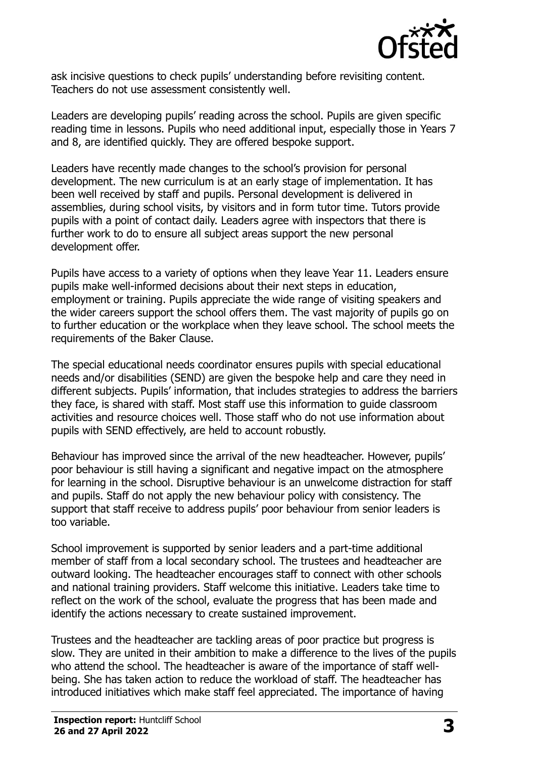ask incisive questions to check pupils' understanding before revisiting content. Teachers do not use assessment consistently well.

Leaders are developing pupils' reading across the school. Pupils are given specific reading time in lessons. Pupils who need additional input, especially those in Years 7 and 8, are identified quickly. They are offered bespoke support.

Leaders have recently made changes to the school's provision for personal development. The new curriculum is at an early stage of implementation. It has been well received by staff and pupils. Personal development is delivered in assemblies, during school visits, by visitors and in form tutor time. Tutors provide pupils with a point of contact daily. Leaders agree with inspectors that there is further work to do to ensure all subject areas support the new personal development offer.

Pupils have access to a variety of options when they leave Year 11. Leaders ensure pupils make well-informed decisions about their next steps in education, employment or training. Pupils appreciate the wide range of visiting speakers and the wider careers support the school offers them. The vast majority of pupils go on to further education or the workplace when they leave school. The school meets the requirements of the Baker Clause.

The special educational needs coordinator ensures pupils with special educational needs and/or disabilities (SEND) are given the bespoke help and care they need in different subjects. Pupils' information, that includes strategies to address the barriers they face, is shared with staff. Most staff use this information to guide classroom activities and resource choices well. Those staff who do not use information about pupils with SEND effectively, are held to account robustly.

Behaviour has improved since the arrival of the new headteacher. However, pupils' poor behaviour is still having a significant and negative impact on the atmosphere for learning in the school. Disruptive behaviour is an unwelcome distraction for staff and pupils. Staff do not apply the new behaviour policy with consistency. The support that staff receive to address pupils' poor behaviour from senior leaders is too variable.

School improvement is supported by senior leaders and a part-time additional member of staff from a local secondary school. The trustees and headteacher are outward looking. The headteacher encourages staff to connect with other schools and national training providers. Staff welcome this initiative. Leaders take time to reflect on the work of the school, evaluate the progress that has been made and identify the actions necessary to create sustained improvement.

Trustees and the headteacher are tackling areas of poor practice but progress is slow. They are united in their ambition to make a difference to the lives of the pupils who attend the school. The headteacher is aware of the importance of staff well-being. She has taken action to reduce the workload of staff. The headteacher has introduced initiatives which make staff feel appreciated. The importance of having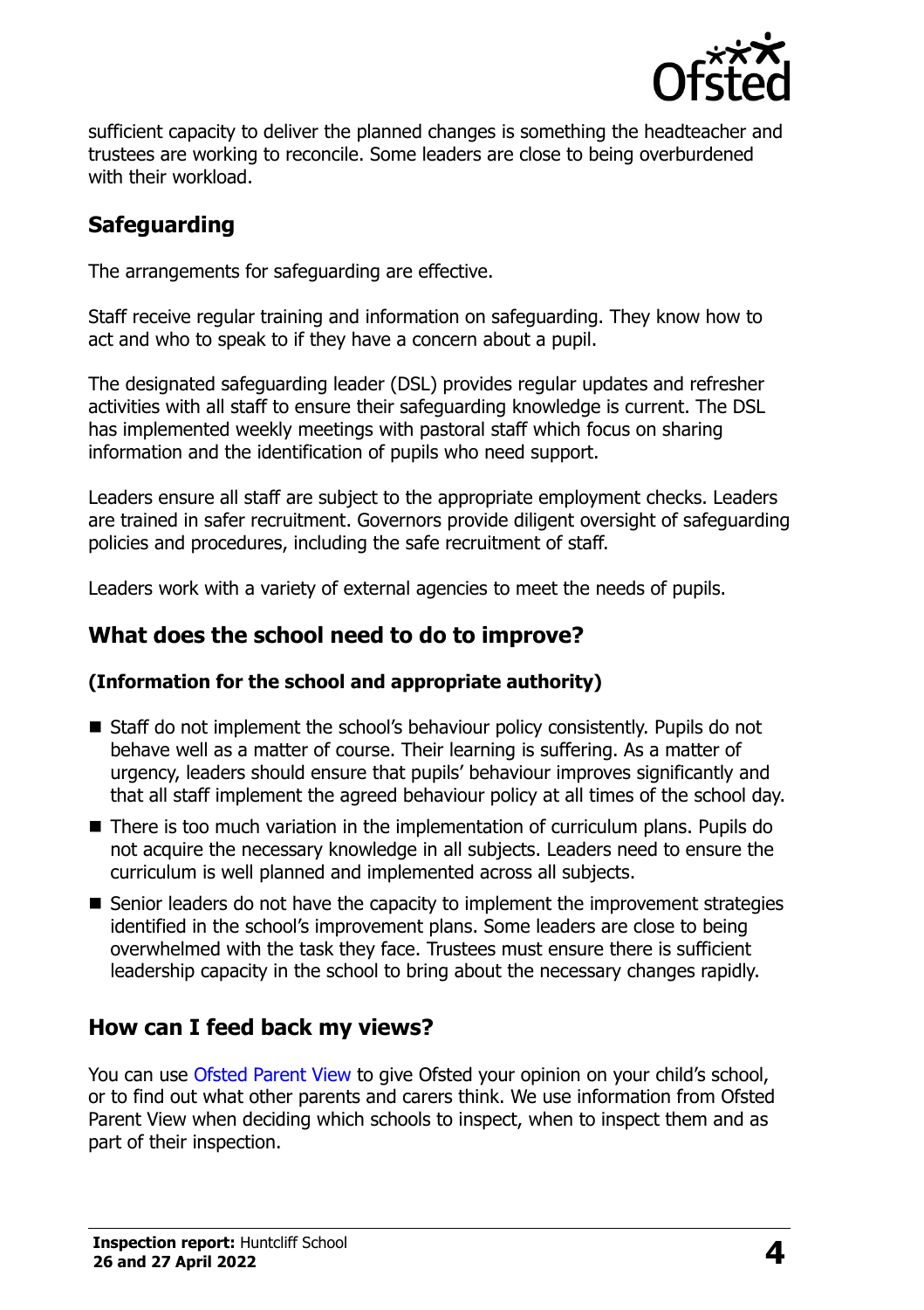sufficient capacity to deliver the planned changes is something the headteacher and trustees are working to reconcile. Some leaders are close to being overburdened with their workload.

## Safeguarding

The arrangements for safeguarding are effective.

Staff receive regular training and information on safeguarding. They know how to act and who to speak to if they have a concern about a pupil.

The designated safeguarding leader (DSL) provides regular updates and refresher activities with all staff to ensure their safeguarding knowledge is current. The DSL has implemented weekly meetings with pastoral staff which focus on sharing information and the identification of pupils who need support.

Leaders ensure all staff are subject to the appropriate employment checks. Leaders are trained in safer recruitment. Governors provide diligent oversight of safeguarding policies and procedures, including the safe recruitment of staff.

Leaders work with a variety of external agencies to meet the needs of pupils.

## What does the school need to do to improve?

### (Information for the school and appropriate authority)

- Staff do not implement the school's behaviour policy consistently. Pupils do not behave well as a matter of course. Their learning is suffering. As a matter of urgency, leaders should ensure that pupils' behaviour improves significantly and that all staff implement the agreed behaviour policy at all times of the school day.
- There is too much variation in the implementation of curriculum plans. Pupils do not acquire the necessary knowledge in all subjects. Leaders need to ensure the curriculum is well planned and implemented across all subjects.
- Senior leaders do not have the capacity to implement the improvement strategies identified in the school's improvement plans. Some leaders are close to being overwhelmed with the task they face. Trustees must ensure there is sufficient leadership capacity in the school to bring about the necessary changes rapidly.

## How can I feed back my views?

You can use Ofsted Parent View to give Ofsted your opinion on your child's school, or to find out what other parents and carers think. We use information from Ofsted Parent View when deciding which schools to inspect, when to inspect them and as part of their inspection.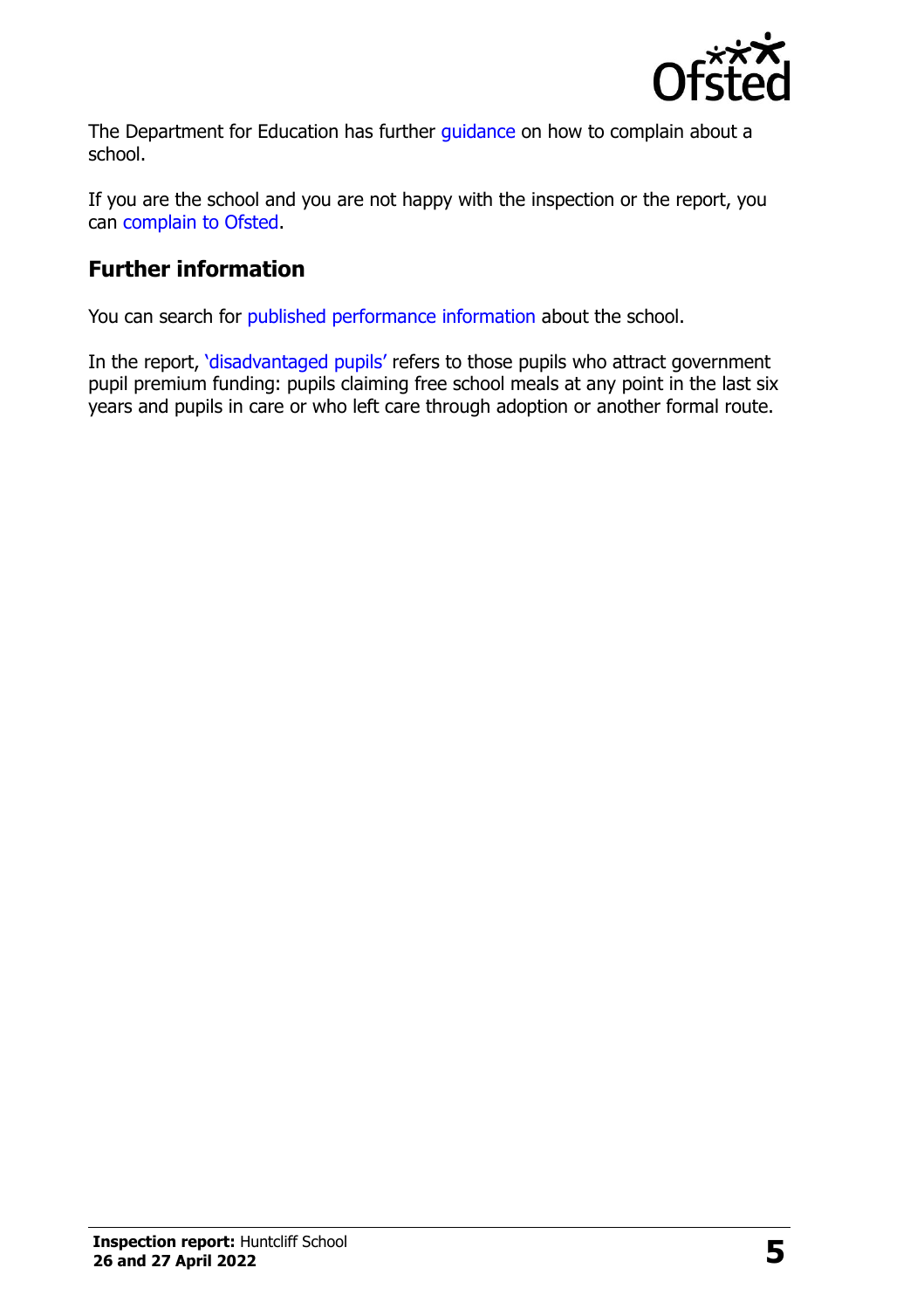The Department for Education has further guidance on how to complain about a school.

If you are the school and you are not happy with the inspection or the report, you can complain to Ofsted.

## Further information

You can search for published performance information about the school.

In the report, 'disadvantaged pupils' refers to those pupils who attract government pupil premium funding: pupils claiming free school meals at any point in the last six years and pupils in care or who left care through adoption or another formal route.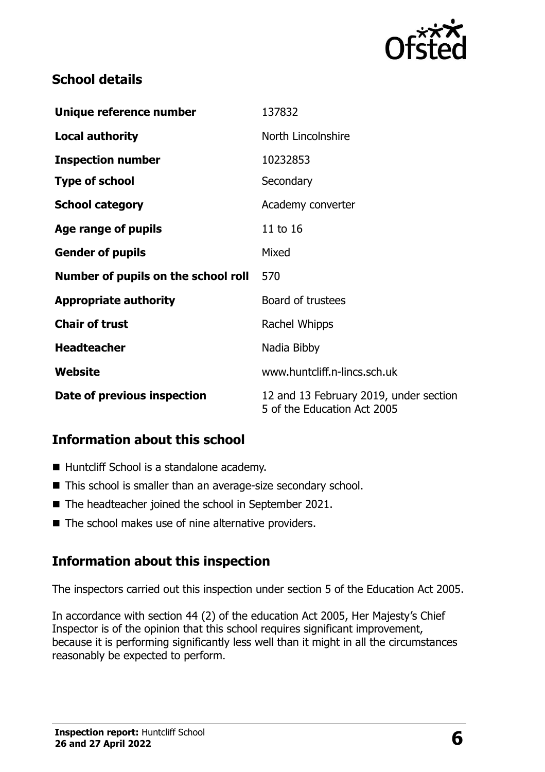## School details

| | |
|---|---|
| **Unique reference number** | 137832 |
| **Local authority** | North Lincolnshire |
| **Inspection number** | 10232853 |
| **Type of school** | Secondary |
| **School category** | Academy converter |
| **Age range of pupils** | 11 to 16 |
| **Gender of pupils** | Mixed |
| **Number of pupils on the school roll** | 570 |
| **Appropriate authority** | Board of trustees |
| **Chair of trust** | Rachel Whipps |
| **Headteacher** | Nadia Bibby |
| **Website** | www.huntcliff.n-lincs.sch.uk |
| **Date of previous inspection** | 12 and 13 February 2019, under section 5 of the Education Act 2005 |

## Information about this school

- Huntcliff School is a standalone academy.
- This school is smaller than an average-size secondary school.
- The headteacher joined the school in September 2021.
- The school makes use of nine alternative providers.

## Information about this inspection

The inspectors carried out this inspection under section 5 of the Education Act 2005.

In accordance with section 44 (2) of the education Act 2005, Her Majesty's Chief Inspector is of the opinion that this school requires significant improvement, because it is performing significantly less well than it might in all the circumstances reasonably be expected to perform.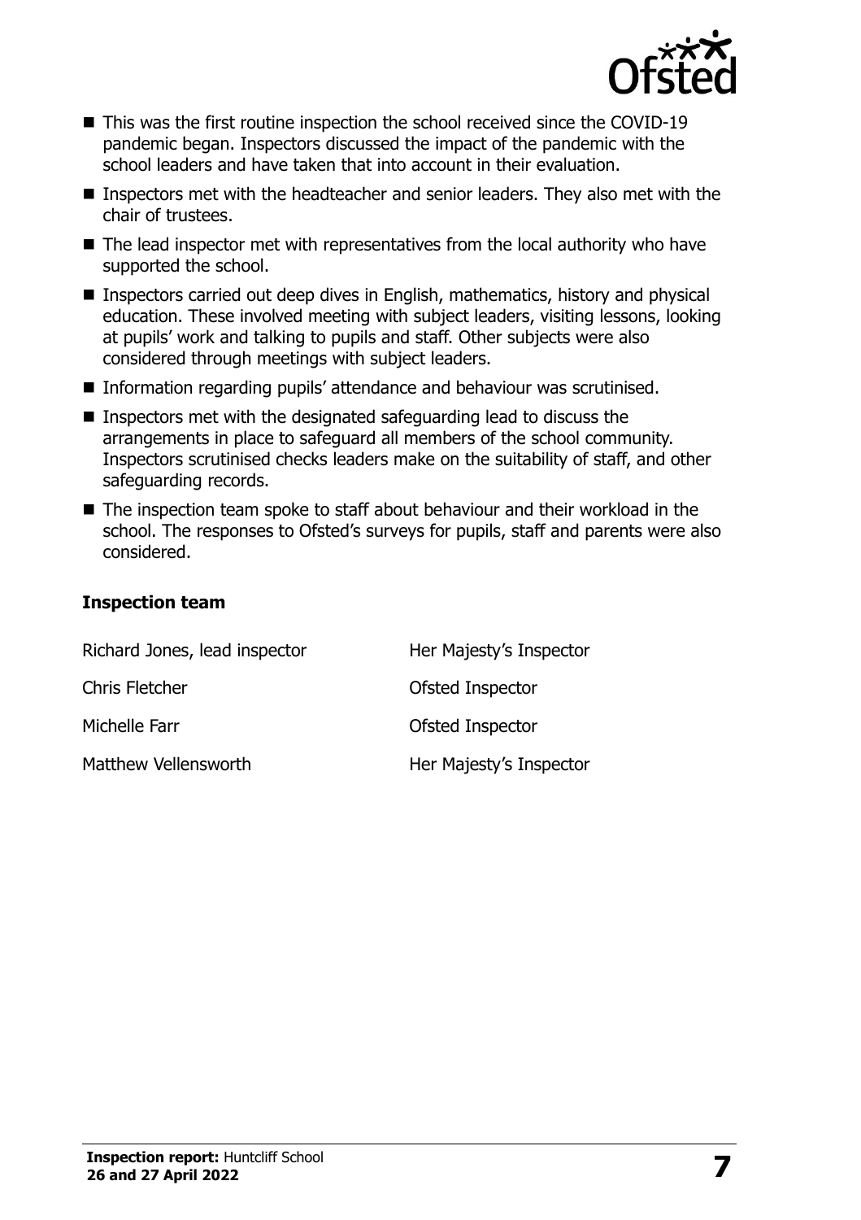- This was the first routine inspection the school received since the COVID-19 pandemic began. Inspectors discussed the impact of the pandemic with the school leaders and have taken that into account in their evaluation.
- Inspectors met with the headteacher and senior leaders. They also met with the chair of trustees.
- The lead inspector met with representatives from the local authority who have supported the school.
- Inspectors carried out deep dives in English, mathematics, history and physical education. These involved meeting with subject leaders, visiting lessons, looking at pupils' work and talking to pupils and staff. Other subjects were also considered through meetings with subject leaders.
- Information regarding pupils' attendance and behaviour was scrutinised.
- Inspectors met with the designated safeguarding lead to discuss the arrangements in place to safeguard all members of the school community. Inspectors scrutinised checks leaders make on the suitability of staff, and other safeguarding records.
- The inspection team spoke to staff about behaviour and their workload in the school. The responses to Ofsted's surveys for pupils, staff and parents were also considered.

### Inspection team

| | |
|---|---|
| Richard Jones, lead inspector | Her Majesty's Inspector |
| Chris Fletcher | Ofsted Inspector |
| Michelle Farr | Ofsted Inspector |
| Matthew Vellensworth | Her Majesty's Inspector |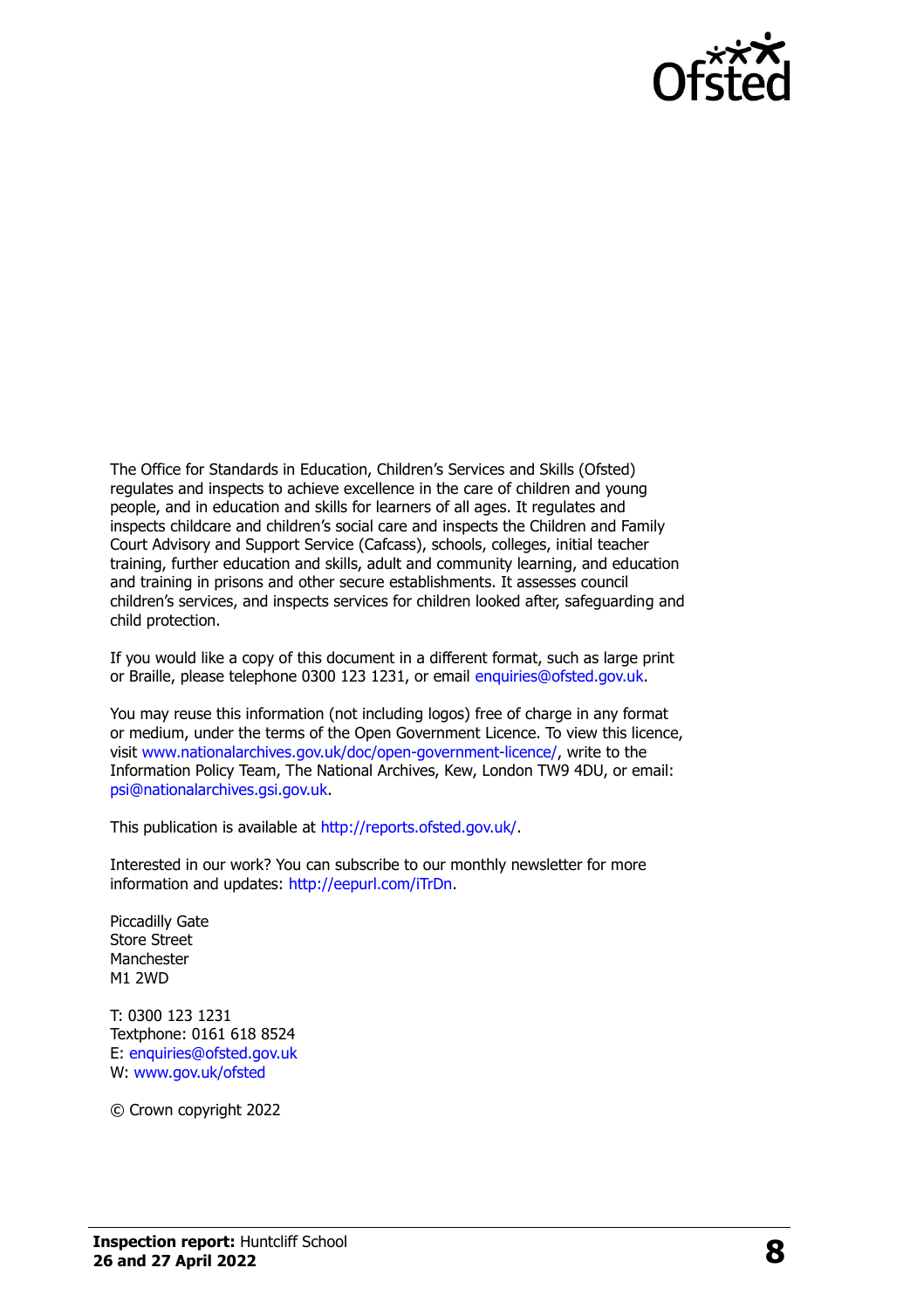The Office for Standards in Education, Children's Services and Skills (Ofsted) regulates and inspects to achieve excellence in the care of children and young people, and in education and skills for learners of all ages. It regulates and inspects childcare and children's social care and inspects the Children and Family Court Advisory and Support Service (Cafcass), schools, colleges, initial teacher training, further education and skills, adult and community learning, and education and training in prisons and other secure establishments. It assesses council children's services, and inspects services for children looked after, safeguarding and child protection.

If you would like a copy of this document in a different format, such as large print or Braille, please telephone 0300 123 1231, or email enquiries@ofsted.gov.uk.

You may reuse this information (not including logos) free of charge in any format or medium, under the terms of the Open Government Licence. To view this licence, visit www.nationalarchives.gov.uk/doc/open-government-licence/, write to the Information Policy Team, The National Archives, Kew, London TW9 4DU, or email: psi@nationalarchives.gsi.gov.uk.

This publication is available at http://reports.ofsted.gov.uk/.

Interested in our work? You can subscribe to our monthly newsletter for more information and updates: http://eepurl.com/iTrDn.

Piccadilly Gate
Store Street
Manchester
M1 2WD

T: 0300 123 1231
Textphone: 0161 618 8524
E: enquiries@ofsted.gov.uk
W: www.gov.uk/ofsted

© Crown copyright 2022